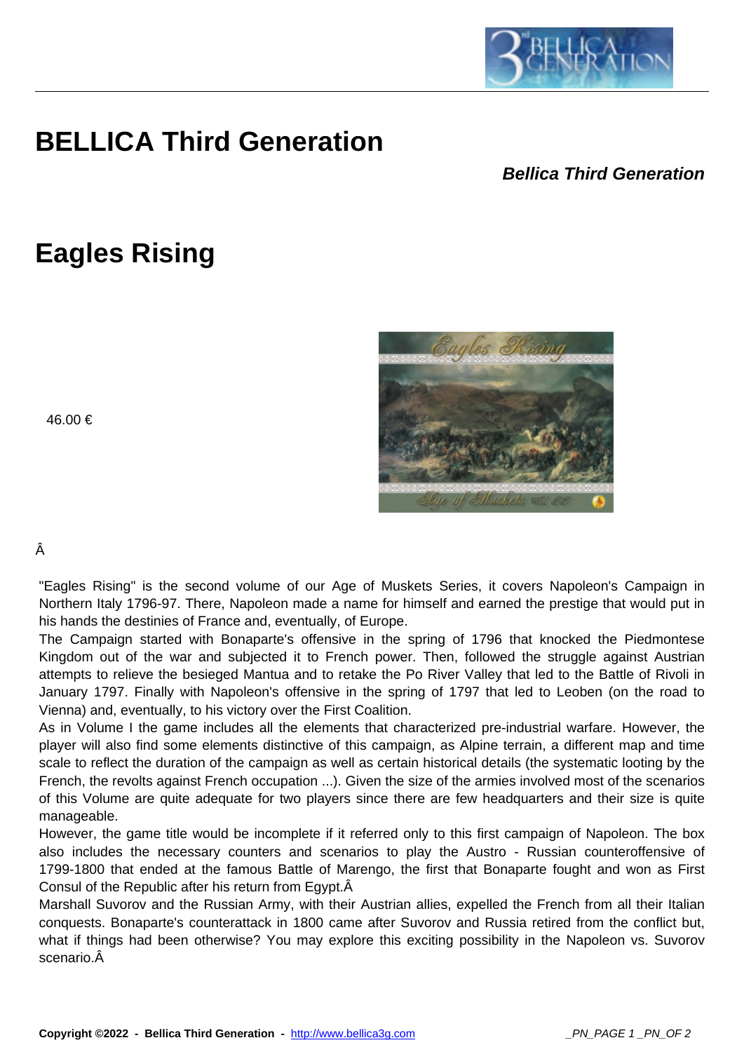# BELLICA Third Generation

***Bellica Third Generation***

# Eagles Rising

46.00 €

Â

"Eagles Rising" is the second volume of our Age of Muskets Series, it covers Napoleon's Campaign in Northern Italy 1796-97. There, Napoleon made a name for himself and earned the prestige that would put in his hands the destinies of France and, eventually, of Europe.

The Campaign started with Bonaparte's offensive in the spring of 1796 that knocked the Piedmontese Kingdom out of the war and subjected it to French power. Then, followed the struggle against Austrian attempts to relieve the besieged Mantua and to retake the Po River Valley that led to the Battle of Rivoli in January 1797. Finally with Napoleon's offensive in the spring of 1797 that led to Leoben (on the road to Vienna) and, eventually, to his victory over the First Coalition.

As in Volume I the game includes all the elements that characterized pre-industrial warfare. However, the player will also find some elements distinctive of this campaign, as Alpine terrain, a different map and time scale to reflect the duration of the campaign as well as certain historical details (the systematic looting by the French, the revolts against French occupation ...). Given the size of the armies involved most of the scenarios of this Volume are quite adequate for two players since there are few headquarters and their size is quite manageable.

However, the game title would be incomplete if it referred only to this first campaign of Napoleon. The box also includes the necessary counters and scenarios to play the Austro - Russian counteroffensive of 1799-1800 that ended at the famous Battle of Marengo, the first that Bonaparte fought and won as First Consul of the Republic after his return from Egypt.Â

Marshall Suvorov and the Russian Army, with their Austrian allies, expelled the French from all their Italian conquests. Bonaparte's counterattack in 1800 came after Suvorov and Russia retired from the conflict but, what if things had been otherwise? You may explore this exciting possibility in the Napoleon vs. Suvorov scenario.Â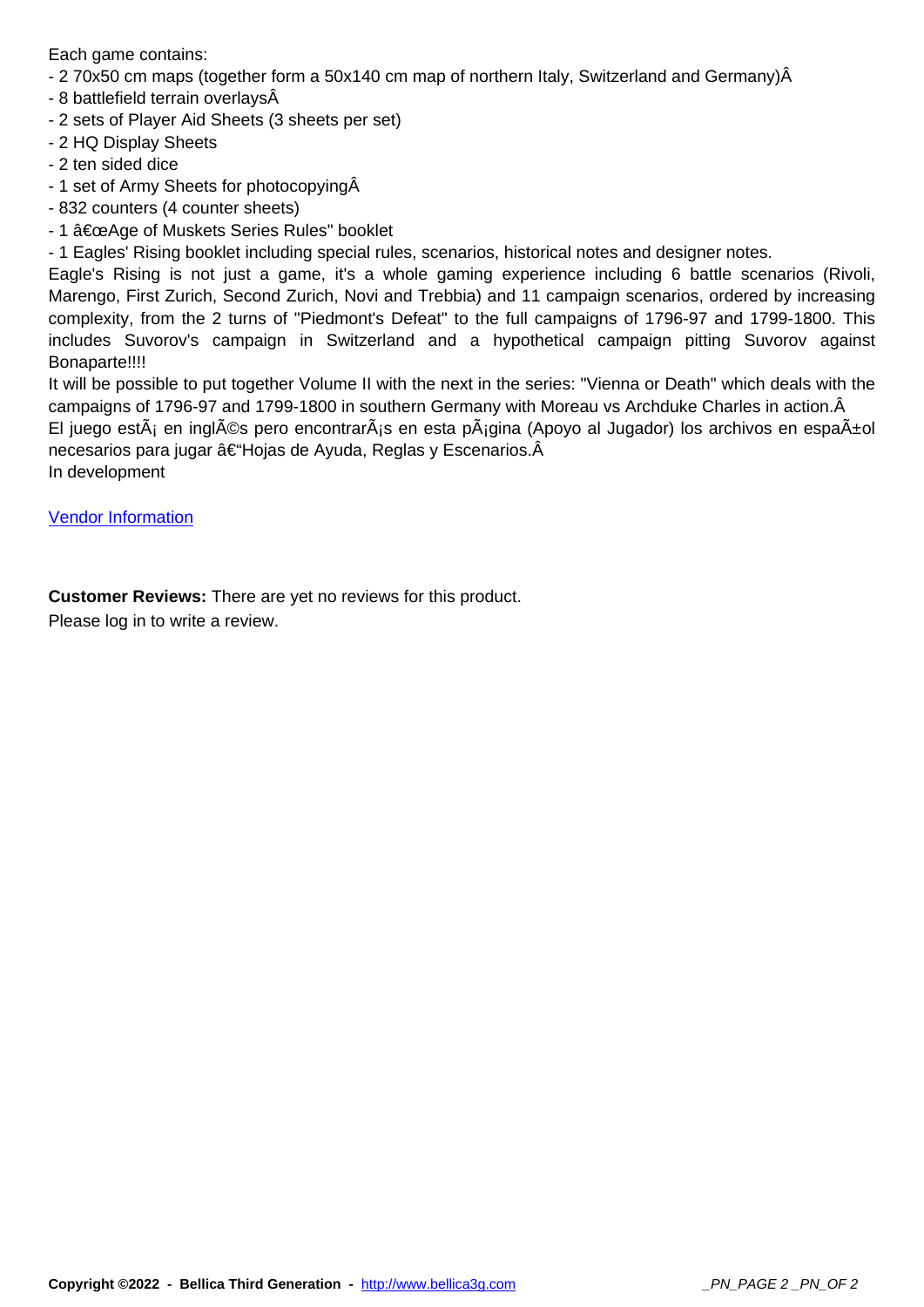Each game contains:

- 2 70x50 cm maps (together form a 50x140 cm map of northern Italy, Switzerland and Germany)Â
- 8 battlefield terrain overlaysÂ
- 2 sets of Player Aid Sheets (3 sheets per set)
- 2 HQ Display Sheets
- 2 ten sided dice
- 1 set of Army Sheets for photocopyingÂ
- 832 counters (4 counter sheets)
- 1 â€œAge of Muskets Series Rules" booklet
- 1 Eagles' Rising booklet including special rules, scenarios, historical notes and designer notes.

Eagle's Rising is not just a game, it's a whole gaming experience including 6 battle scenarios (Rivoli, Marengo, First Zurich, Second Zurich, Novi and Trebbia) and 11 campaign scenarios, ordered by increasing complexity, from the 2 turns of "Piedmont's Defeat" to the full campaigns of 1796-97 and 1799-1800. This includes Suvorov's campaign in Switzerland and a hypothetical campaign pitting Suvorov against Bonaparte!!!!

It will be possible to put together Volume II with the next in the series: "Vienna or Death" which deals with the campaigns of 1796-97 and 1799-1800 in southern Germany with Moreau vs Archduke Charles in action.Â

El juego estÃ¡ en inglÃ©s pero encontrarÃ¡s en esta pÃ¡gina (Apoyo al Jugador) los archivos en espaÃ±ol necesarios para jugar â€“Hojas de Ayuda, Reglas y Escenarios.Â

In development

[Vendor Information]

**Customer Reviews:** There are yet no reviews for this product.

Please log in to write a review.